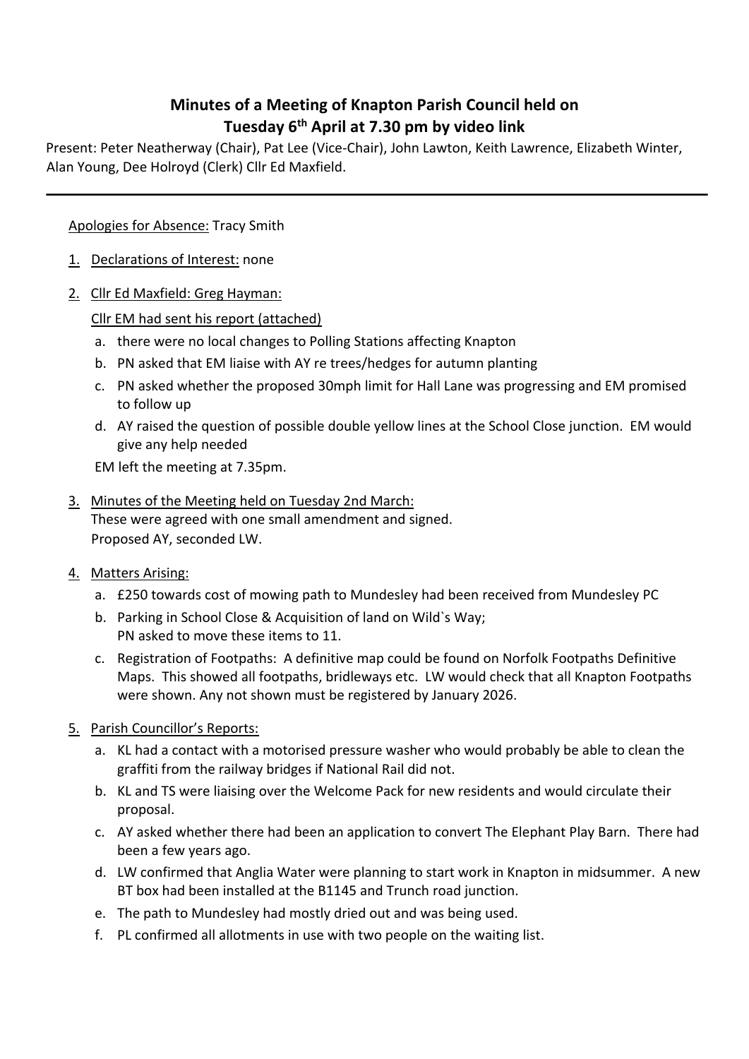# Minutes of a Meeting of Knapton Parish Council held on Tuesday 6th April at 7.30 pm by video link

Present: Peter Neatherway (Chair), Pat Lee (Vice-Chair), John Lawton, Keith Lawrence, Elizabeth Winter, Alan Young, Dee Holroyd (Clerk) Cllr Ed Maxfield.

---

Apologies for Absence: Tracy Smith

1. Declarations of Interest: none

2. Cllr Ed Maxfield: Greg Hayman:

   Cllr EM had sent his report (attached)

   a. there were no local changes to Polling Stations affecting Knapton
   b. PN asked that EM liaise with AY re trees/hedges for autumn planting
   c. PN asked whether the proposed 30mph limit for Hall Lane was progressing and EM promised to follow up
   d. AY raised the question of possible double yellow lines at the School Close junction. EM would give any help needed

   EM left the meeting at 7.35pm.

3. Minutes of the Meeting held on Tuesday 2nd March:
   These were agreed with one small amendment and signed.
   Proposed AY, seconded LW.

4. Matters Arising:

   a. £250 towards cost of mowing path to Mundesley had been received from Mundesley PC
   b. Parking in School Close & Acquisition of land on Wild`s Way;
      PN asked to move these items to 11.
   c. Registration of Footpaths: A definitive map could be found on Norfolk Footpaths Definitive Maps. This showed all footpaths, bridleways etc. LW would check that all Knapton Footpaths were shown. Any not shown must be registered by January 2026.

5. Parish Councillor's Reports:

   a. KL had a contact with a motorised pressure washer who would probably be able to clean the graffiti from the railway bridges if National Rail did not.
   b. KL and TS were liaising over the Welcome Pack for new residents and would circulate their proposal.
   c. AY asked whether there had been an application to convert The Elephant Play Barn. There had been a few years ago.
   d. LW confirmed that Anglia Water were planning to start work in Knapton in midsummer. A new BT box had been installed at the B1145 and Trunch road junction.
   e. The path to Mundesley had mostly dried out and was being used.
   f. PL confirmed all allotments in use with two people on the waiting list.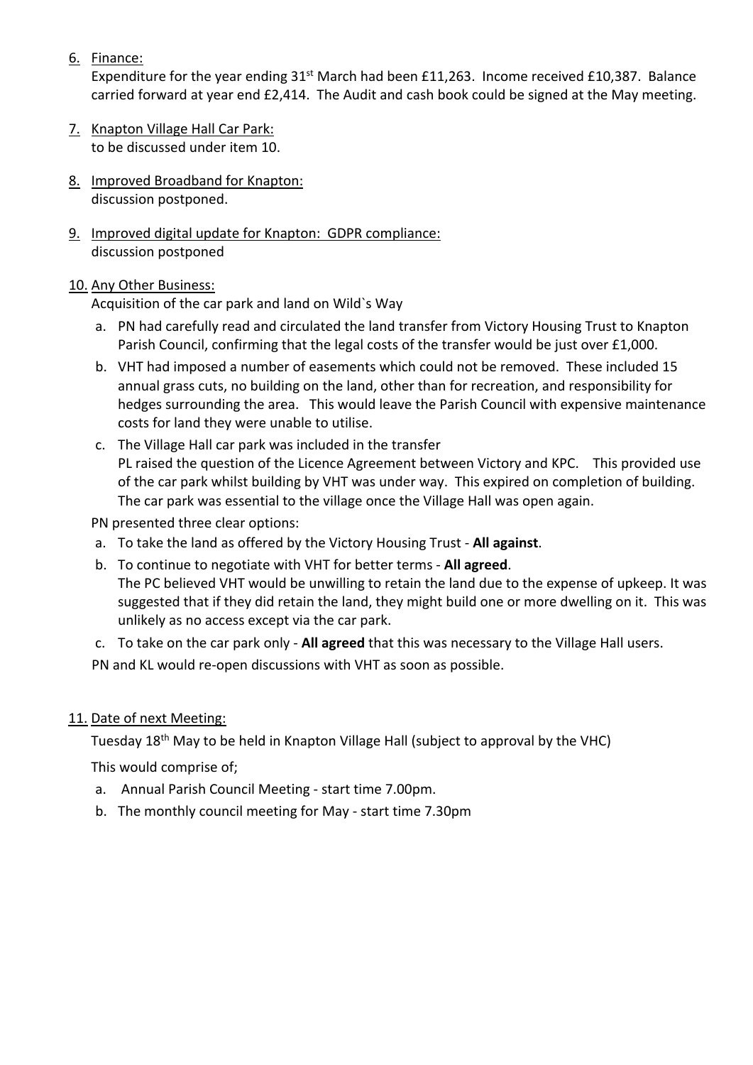6. Finance:
   Expenditure for the year ending 31st March had been £11,263. Income received £10,387. Balance carried forward at year end £2,414. The Audit and cash book could be signed at the May meeting.

7. Knapton Village Hall Car Park:
   to be discussed under item 10.

8. Improved Broadband for Knapton:
   discussion postponed.

9. Improved digital update for Knapton: GDPR compliance:
   discussion postponed

10. Any Other Business:
    Acquisition of the car park and land on Wild`s Way

    a. PN had carefully read and circulated the land transfer from Victory Housing Trust to Knapton Parish Council, confirming that the legal costs of the transfer would be just over £1,000.
    b. VHT had imposed a number of easements which could not be removed. These included 15 annual grass cuts, no building on the land, other than for recreation, and responsibility for hedges surrounding the area. This would leave the Parish Council with expensive maintenance costs for land they were unable to utilise.
    c. The Village Hall car park was included in the transfer
       PL raised the question of the Licence Agreement between Victory and KPC. This provided use of the car park whilst building by VHT was under way. This expired on completion of building. The car park was essential to the village once the Village Hall was open again.

    PN presented three clear options:

    a. To take the land as offered by the Victory Housing Trust - **All against**.
    b. To continue to negotiate with VHT for better terms - **All agreed**.
       The PC believed VHT would be unwilling to retain the land due to the expense of upkeep. It was suggested that if they did retain the land, they might build one or more dwelling on it. This was unlikely as no access except via the car park.
    c. To take on the car park only - **All agreed** that this was necessary to the Village Hall users.

    PN and KL would re-open discussions with VHT as soon as possible.

11. Date of next Meeting:
    Tuesday 18th May to be held in Knapton Village Hall (subject to approval by the VHC)

    This would comprise of;

    a. Annual Parish Council Meeting - start time 7.00pm.
    b. The monthly council meeting for May - start time 7.30pm